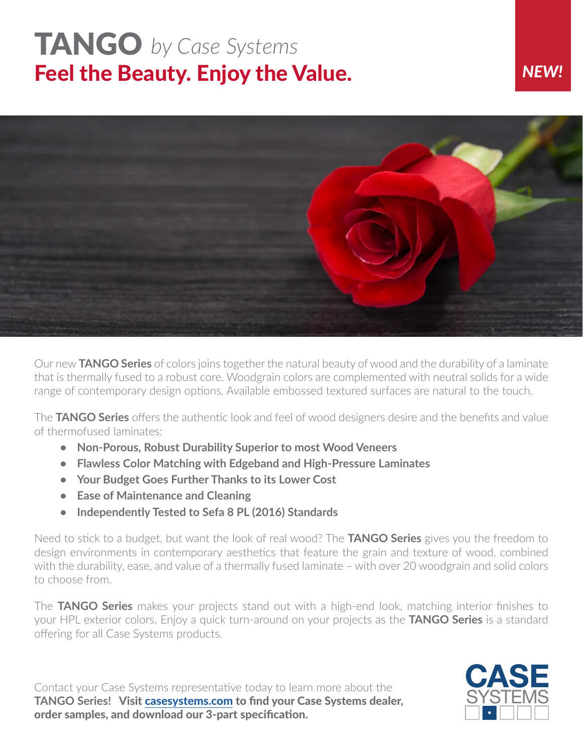# TANGO *by Case Systems*

## Feel the Beauty. Enjoy the Value.

***NEW!***

Our new **TANGO Series** of colors joins together the natural beauty of wood and the durability of a laminate that is thermally fused to a robust core. Woodgrain colors are complemented with neutral solids for a wide range of contemporary design options. Available embossed textured surfaces are natural to the touch.

The **TANGO Series** offers the authentic look and feel of wood designers desire and the benefits and value of thermofused laminates:

- **Non-Porous, Robust Durability Superior to most Wood Veneers**
- **Flawless Color Matching with Edgeband and High-Pressure Laminates**
- **Your Budget Goes Further Thanks to its Lower Cost**
- **Ease of Maintenance and Cleaning**
- **Independently Tested to Sefa 8 PL (2016) Standards**

Need to stick to a budget, but want the look of real wood? The **TANGO Series** gives you the freedom to design environments in contemporary aesthetics that feature the grain and texture of wood, combined with the durability, ease, and value of a thermally fused laminate – with over 20 woodgrain and solid colors to choose from.

The **TANGO Series** makes your projects stand out with a high-end look, matching interior finishes to your HPL exterior colors. Enjoy a quick turn-around on your projects as the **TANGO Series** is a standard offering for all Case Systems products.

Contact your Case Systems representative today to learn more about the **TANGO Series! Visit casesystems.com to find your Case Systems dealer, order samples, and download our 3-part specification.**

CASE SYSTEMS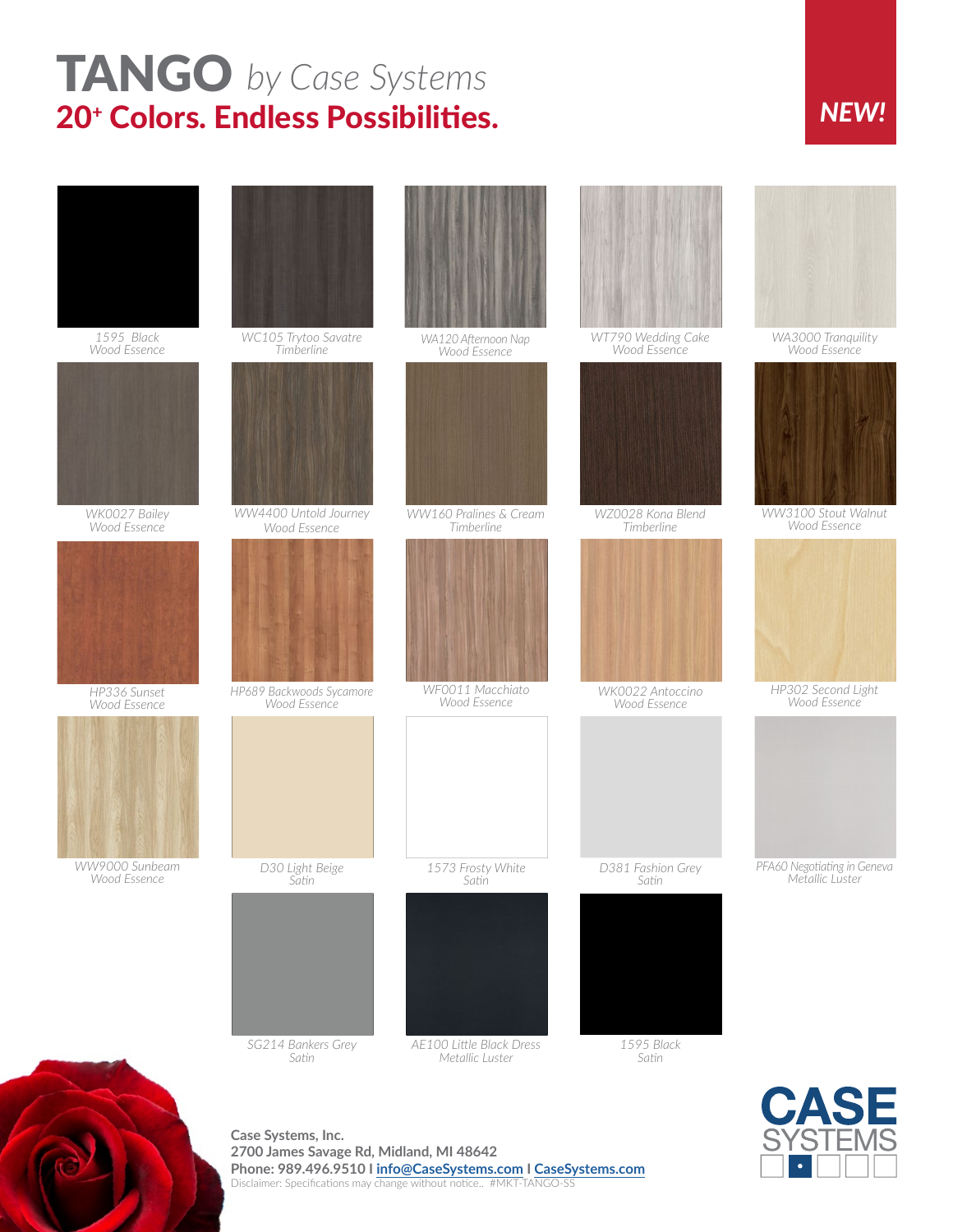# TANGO *by Case Systems*

## 20+ Colors. Endless Possibilities.

***NEW!***

*1595 Black*
*Wood Essence*

*WC105 Trytoo Savatre*
*Timberline*

*WA120 Afternoon Nap*
*Wood Essence*

*WT790 Wedding Cake*
*Wood Essence*

*WA3000 Tranquility*
*Wood Essence*

*WK0027 Bailey*
*Wood Essence*

*WW4400 Untold Journey*
*Wood Essence*

*WW160 Pralines & Cream*
*Timberline*

*WZ0028 Kona Blend*
*Timberline*

*WW3100 Stout Walnut*
*Wood Essence*

*HP336 Sunset*
*Wood Essence*

*HP689 Backwoods Sycamore*
*Wood Essence*

*WF0011 Macchiato*
*Wood Essence*

*WK0022 Antoccino*
*Wood Essence*

*HP302 Second Light*
*Wood Essence*

*WW9000 Sunbeam*
*Wood Essence*

*D30 Light Beige*
*Satin*

*1573 Frosty White*
*Satin*

*D381 Fashion Grey*
*Satin*

*PFA60 Negotiating in Geneva*
*Metallic Luster*

*SG214 Bankers Grey*
*Satin*

*AE100 Little Black Dress*
*Metallic Luster*

*1595 Black*
*Satin*

**Case Systems, Inc.**
**2700 James Savage Rd, Midland, MI 48642**
**Phone: 989.496.9510 I info@CaseSystems.com I CaseSystems.com**
Disclaimer: Specifications may change without notice.. #MKT-TANGO-SS

CASE SYSTEMS